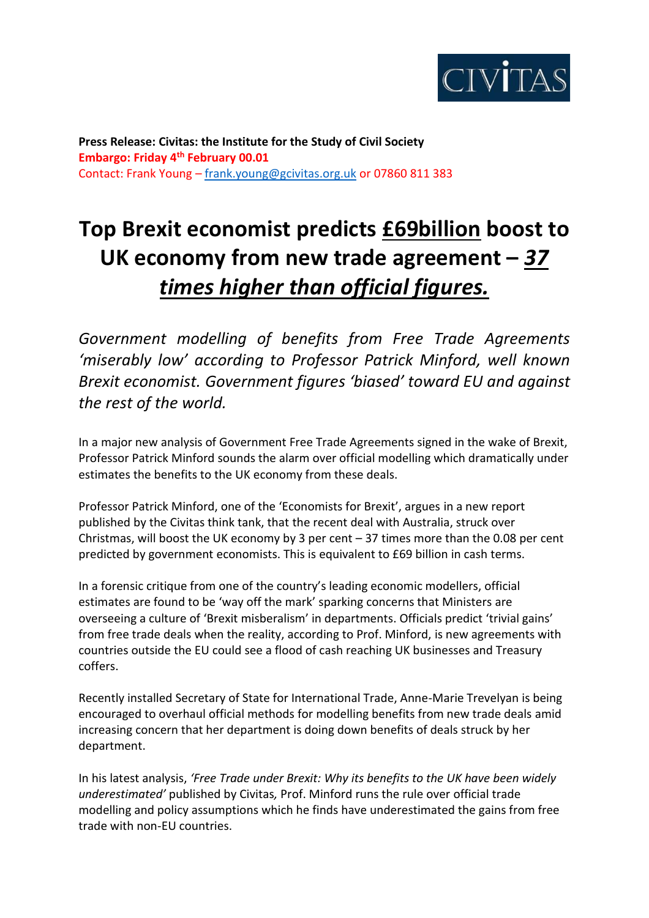CIVITAS

**Press Release: Civitas: the Institute for the Study of Civil Society**
**Embargo: Friday 4th February 00.01**
Contact: Frank Young – frank.young@gcivitas.org.uk or 07860 811 383

# Top Brexit economist predicts £69billion boost to UK economy from new trade agreement – *37 times higher than official figures.*

*Government modelling of benefits from Free Trade Agreements 'miserably low' according to Professor Patrick Minford, well known Brexit economist. Government figures 'biased' toward EU and against the rest of the world.*

In a major new analysis of Government Free Trade Agreements signed in the wake of Brexit, Professor Patrick Minford sounds the alarm over official modelling which dramatically under estimates the benefits to the UK economy from these deals.

Professor Patrick Minford, one of the 'Economists for Brexit', argues in a new report published by the Civitas think tank, that the recent deal with Australia, struck over Christmas, will boost the UK economy by 3 per cent – 37 times more than the 0.08 per cent predicted by government economists. This is equivalent to £69 billion in cash terms.

In a forensic critique from one of the country's leading economic modellers, official estimates are found to be 'way off the mark' sparking concerns that Ministers are overseeing a culture of 'Brexit misberalism' in departments. Officials predict 'trivial gains' from free trade deals when the reality, according to Prof. Minford, is new agreements with countries outside the EU could see a flood of cash reaching UK businesses and Treasury coffers.

Recently installed Secretary of State for International Trade, Anne-Marie Trevelyan is being encouraged to overhaul official methods for modelling benefits from new trade deals amid increasing concern that her department is doing down benefits of deals struck by her department.

In his latest analysis, *'Free Trade under Brexit: Why its benefits to the UK have been widely underestimated'* published by Civitas*,* Prof. Minford runs the rule over official trade modelling and policy assumptions which he finds have underestimated the gains from free trade with non-EU countries.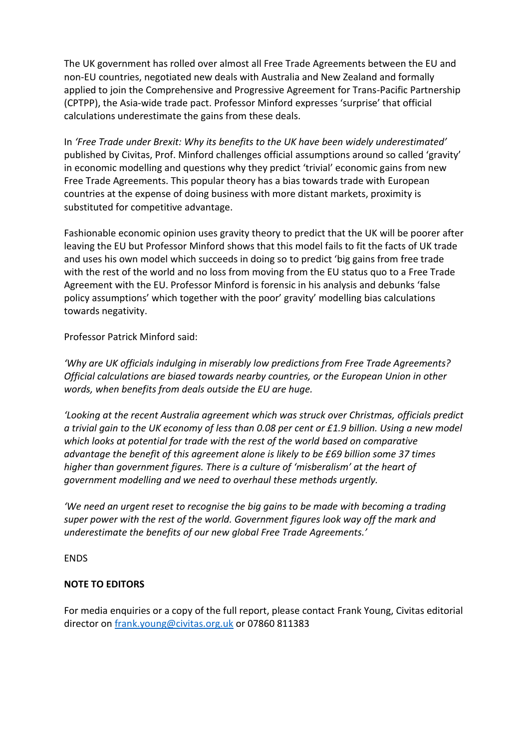The UK government has rolled over almost all Free Trade Agreements between the EU and non-EU countries, negotiated new deals with Australia and New Zealand and formally applied to join the Comprehensive and Progressive Agreement for Trans-Pacific Partnership (CPTPP), the Asia-wide trade pact. Professor Minford expresses 'surprise' that official calculations underestimate the gains from these deals.

In *'Free Trade under Brexit: Why its benefits to the UK have been widely underestimated'* published by Civitas, Prof. Minford challenges official assumptions around so called 'gravity' in economic modelling and questions why they predict 'trivial' economic gains from new Free Trade Agreements. This popular theory has a bias towards trade with European countries at the expense of doing business with more distant markets, proximity is substituted for competitive advantage.

Fashionable economic opinion uses gravity theory to predict that the UK will be poorer after leaving the EU but Professor Minford shows that this model fails to fit the facts of UK trade and uses his own model which succeeds in doing so to predict 'big gains from free trade with the rest of the world and no loss from moving from the EU status quo to a Free Trade Agreement with the EU. Professor Minford is forensic in his analysis and debunks 'false policy assumptions' which together with the poor' gravity' modelling bias calculations towards negativity.

Professor Patrick Minford said:

*'Why are UK officials indulging in miserably low predictions from Free Trade Agreements? Official calculations are biased towards nearby countries, or the European Union in other words, when benefits from deals outside the EU are huge.*

*'Looking at the recent Australia agreement which was struck over Christmas, officials predict a trivial gain to the UK economy of less than 0.08 per cent or £1.9 billion. Using a new model which looks at potential for trade with the rest of the world based on comparative advantage the benefit of this agreement alone is likely to be £69 billion some 37 times higher than government figures. There is a culture of 'misberalism' at the heart of government modelling and we need to overhaul these methods urgently.*

*'We need an urgent reset to recognise the big gains to be made with becoming a trading super power with the rest of the world. Government figures look way off the mark and underestimate the benefits of our new global Free Trade Agreements.'*

ENDS

**NOTE TO EDITORS**

For media enquiries or a copy of the full report, please contact Frank Young, Civitas editorial director on frank.young@civitas.org.uk or 07860 811383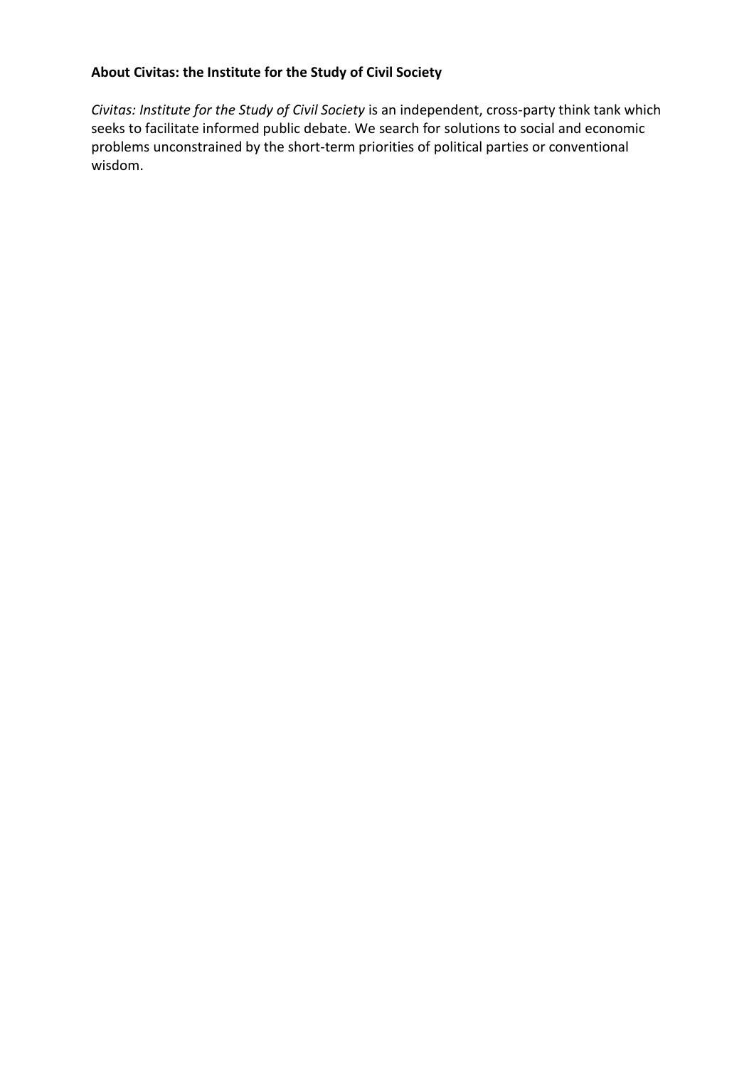**About Civitas: the Institute for the Study of Civil Society**

*Civitas: Institute for the Study of Civil Society* is an independent, cross-party think tank which seeks to facilitate informed public debate. We search for solutions to social and economic problems unconstrained by the short-term priorities of political parties or conventional wisdom.